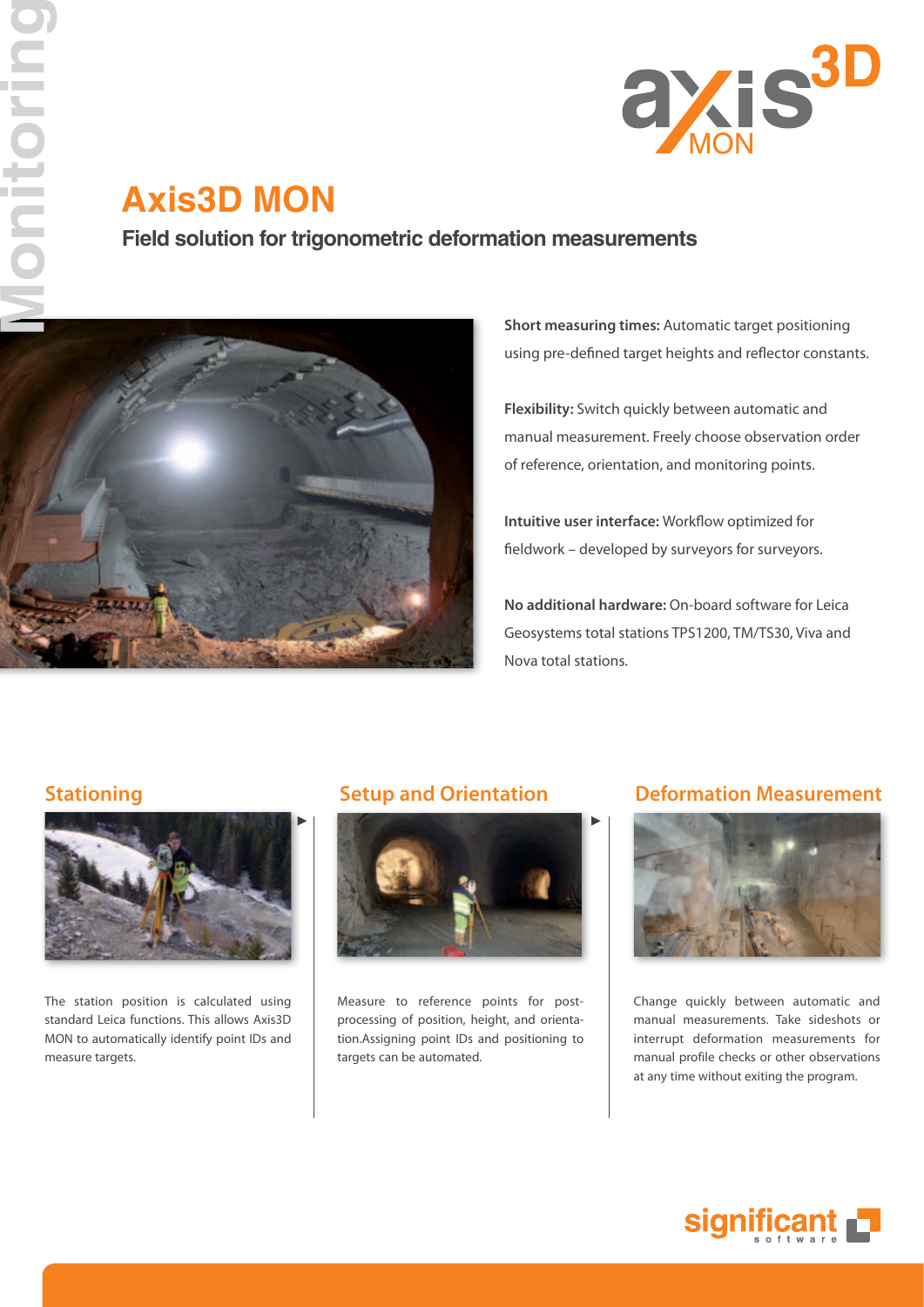# Axis3D MON

**Field solution for trigonometric deformation measurements**

**Short measuring times:** Automatic target positioning using pre-defined target heights and reflector constants.

**Flexibility:** Switch quickly between automatic and manual measurement. Freely choose observation order of reference, orientation, and monitoring points.

**Intuitive user interface:** Workflow optimized for fieldwork – developed by surveyors for surveyors.

**No additional hardware:** On-board software for Leica Geosystems total stations TPS1200, TM/TS30, Viva and Nova total stations.

## Stationing

The station position is calculated using standard Leica functions. This allows Axis3D MON to automatically identify point IDs and measure targets.

## Setup and Orientation

Measure to reference points for post-processing of position, height, and orientation.Assigning point IDs and positioning to targets can be automated.

## Deformation Measurement

Change quickly between automatic and manual measurements. Take sideshots or interrupt deformation measurements for manual profile checks or other observations at any time without exiting the program.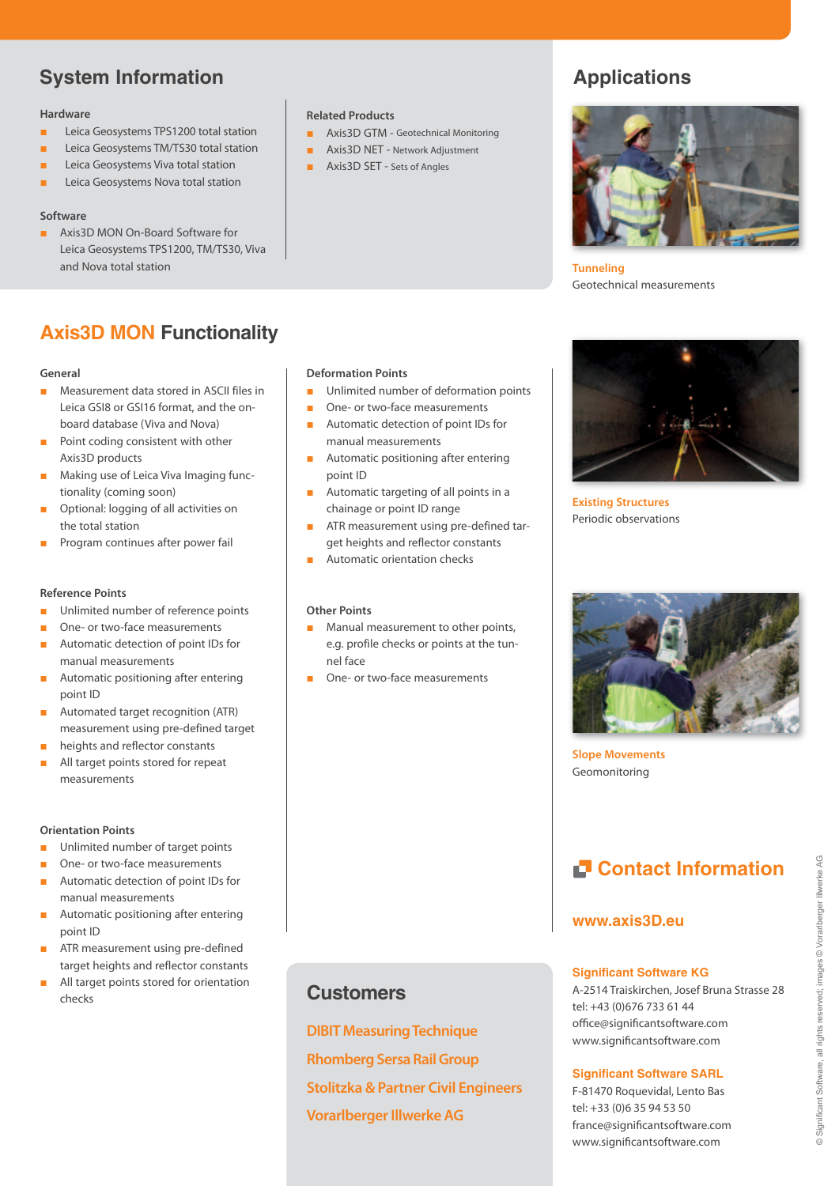## System Information

### Hardware

- Leica Geosystems TPS1200 total station
- Leica Geosystems TM/TS30 total station
- Leica Geosystems Viva total station
- Leica Geosystems Nova total station

### Software

- Axis3D MON On-Board Software for Leica Geosystems TPS1200, TM/TS30, Viva and Nova total station

### Related Products

- Axis3D GTM - Geotechnical Monitoring
- Axis3D NET - Network Adjustment
- Axis3D SET - Sets of Angles

## Axis3D MON Functionality

### General

- Measurement data stored in ASCII files in Leica GSI8 or GSI16 format, and the on-board database (Viva and Nova)
- Point coding consistent with other Axis3D products
- Making use of Leica Viva Imaging functionality (coming soon)
- Optional: logging of all activities on the total station
- Program continues after power fail

### Reference Points

- Unlimited number of reference points
- One- or two-face measurements
- Automatic detection of point IDs for manual measurements
- Automatic positioning after entering point ID
- Automated target recognition (ATR) measurement using pre-defined target
- heights and reflector constants
- All target points stored for repeat measurements

### Orientation Points

- Unlimited number of target points
- One- or two-face measurements
- Automatic detection of point IDs for manual measurements
- Automatic positioning after entering point ID
- ATR measurement using pre-defined target heights and reflector constants
- All target points stored for orientation checks

### Deformation Points

- Unlimited number of deformation points
- One- or two-face measurements
- Automatic detection of point IDs for manual measurements
- Automatic positioning after entering point ID
- Automatic targeting of all points in a chainage or point ID range
- ATR measurement using pre-defined target heights and reflector constants
- Automatic orientation checks

### Other Points

- Manual measurement to other points, e.g. profile checks or points at the tunnel face
- One- or two-face measurements

## Customers

**DIBIT Measuring Technique**

**Rhomberg Sersa Rail Group**

**Stolitzka & Partner Civil Engineers**

**Vorarlberger Illwerke AG**

## Applications

**Tunneling**
Geotechnical measurements

**Existing Structures**
Periodic observations

**Slope Movements**
Geomonitoring

## Contact Information

**www.axis3D.eu**

**Significant Software KG**
A-2514 Traiskirchen, Josef Bruna Strasse 28
tel: +43 (0)676 733 61 44
office@significantsoftware.com
www.significantsoftware.com

**Significant Software SARL**
F-81470 Roquevidal, Lento Bas
tel: +33 (0)6 35 94 53 50
france@significantsoftware.com
www.significantsoftware.com

© Significant Software, all rights reserved; images © Vorarlberger Illwerke AG